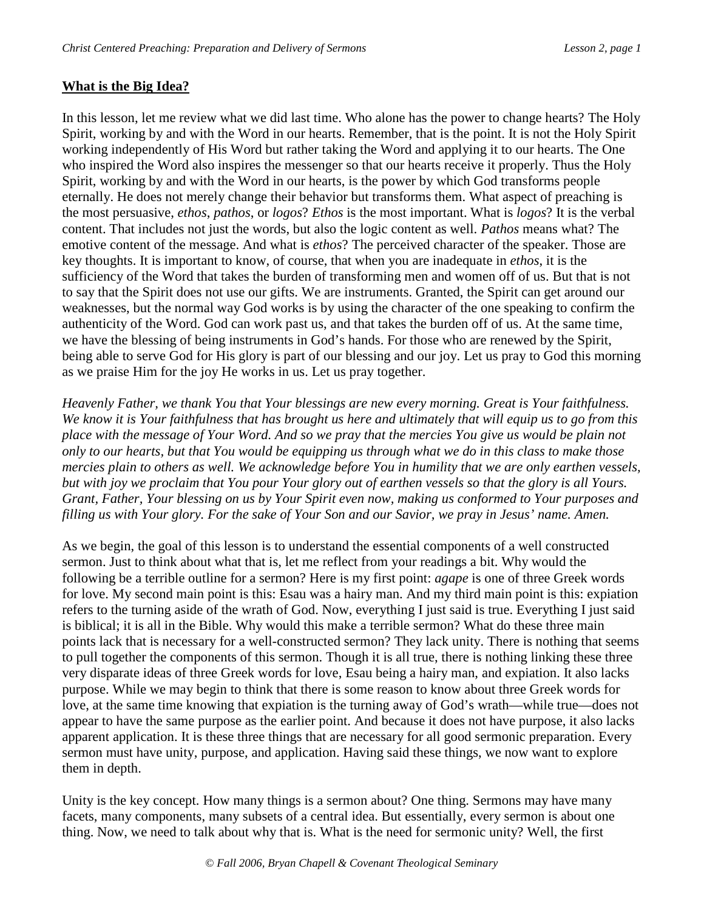**What is the Big Idea?**

In this lesson, let me review what we did last time. Who alone has the power to change hearts? The Holy Spirit, working by and with the Word in our hearts. Remember, that is the point. It is not the Holy Spirit working independently of His Word but rather taking the Word and applying it to our hearts. The One who inspired the Word also inspires the messenger so that our hearts receive it properly. Thus the Holy Spirit, working by and with the Word in our hearts, is the power by which God transforms people eternally. He does not merely change their behavior but transforms them. What aspect of preaching is the most persuasive, *ethos*, *pathos*, or *logos*? *Ethos* is the most important. What is *logos*? It is the verbal content. That includes not just the words, but also the logic content as well. *Pathos* means what? The emotive content of the message. And what is *ethos*? The perceived character of the speaker. Those are key thoughts. It is important to know, of course, that when you are inadequate in *ethos*, it is the sufficiency of the Word that takes the burden of transforming men and women off of us. But that is not to say that the Spirit does not use our gifts. We are instruments. Granted, the Spirit can get around our weaknesses, but the normal way God works is by using the character of the one speaking to confirm the authenticity of the Word. God can work past us, and that takes the burden off of us. At the same time, we have the blessing of being instruments in God's hands. For those who are renewed by the Spirit, being able to serve God for His glory is part of our blessing and our joy. Let us pray to God this morning as we praise Him for the joy He works in us. Let us pray together.

*Heavenly Father, we thank You that Your blessings are new every morning. Great is Your faithfulness. We know it is Your faithfulness that has brought us here and ultimately that will equip us to go from this place with the message of Your Word. And so we pray that the mercies You give us would be plain not only to our hearts, but that You would be equipping us through what we do in this class to make those mercies plain to others as well. We acknowledge before You in humility that we are only earthen vessels, but with joy we proclaim that You pour Your glory out of earthen vessels so that the glory is all Yours. Grant, Father, Your blessing on us by Your Spirit even now, making us conformed to Your purposes and filling us with Your glory. For the sake of Your Son and our Savior, we pray in Jesus' name. Amen.*

As we begin, the goal of this lesson is to understand the essential components of a well constructed sermon. Just to think about what that is, let me reflect from your readings a bit. Why would the following be a terrible outline for a sermon? Here is my first point: *agape* is one of three Greek words for love. My second main point is this: Esau was a hairy man. And my third main point is this: expiation refers to the turning aside of the wrath of God. Now, everything I just said is true. Everything I just said is biblical; it is all in the Bible. Why would this make a terrible sermon? What do these three main points lack that is necessary for a well-constructed sermon? They lack unity. There is nothing that seems to pull together the components of this sermon. Though it is all true, there is nothing linking these three very disparate ideas of three Greek words for love, Esau being a hairy man, and expiation. It also lacks purpose. While we may begin to think that there is some reason to know about three Greek words for love, at the same time knowing that expiation is the turning away of God's wrath—while true—does not appear to have the same purpose as the earlier point. And because it does not have purpose, it also lacks apparent application. It is these three things that are necessary for all good sermonic preparation. Every sermon must have unity, purpose, and application. Having said these things, we now want to explore them in depth.

Unity is the key concept. How many things is a sermon about? One thing. Sermons may have many facets, many components, many subsets of a central idea. But essentially, every sermon is about one thing. Now, we need to talk about why that is. What is the need for sermonic unity? Well, the first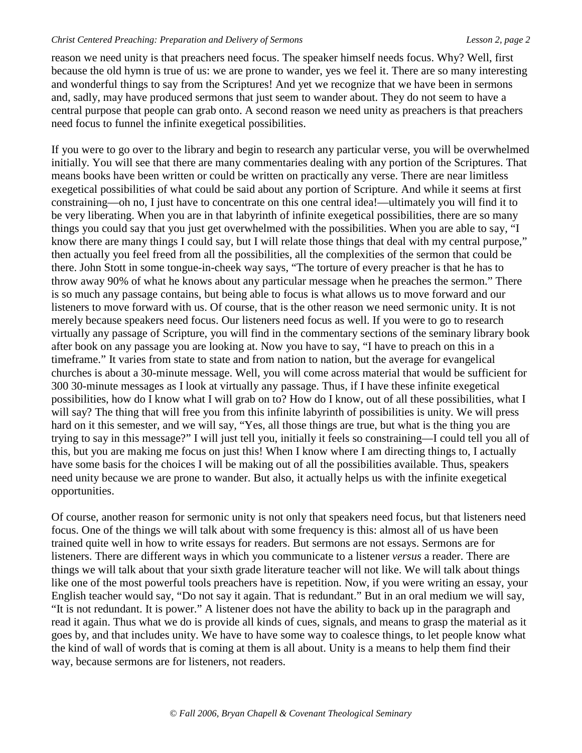reason we need unity is that preachers need focus. The speaker himself needs focus. Why? Well, first because the old hymn is true of us: we are prone to wander, yes we feel it. There are so many interesting and wonderful things to say from the Scriptures! And yet we recognize that we have been in sermons and, sadly, may have produced sermons that just seem to wander about. They do not seem to have a central purpose that people can grab onto. A second reason we need unity as preachers is that preachers need focus to funnel the infinite exegetical possibilities.

If you were to go over to the library and begin to research any particular verse, you will be overwhelmed initially. You will see that there are many commentaries dealing with any portion of the Scriptures. That means books have been written or could be written on practically any verse. There are near limitless exegetical possibilities of what could be said about any portion of Scripture. And while it seems at first constraining—oh no, I just have to concentrate on this one central idea!—ultimately you will find it to be very liberating. When you are in that labyrinth of infinite exegetical possibilities, there are so many things you could say that you just get overwhelmed with the possibilities. When you are able to say, "I know there are many things I could say, but I will relate those things that deal with my central purpose," then actually you feel freed from all the possibilities, all the complexities of the sermon that could be there. John Stott in some tongue-in-cheek way says, "The torture of every preacher is that he has to throw away 90% of what he knows about any particular message when he preaches the sermon." There is so much any passage contains, but being able to focus is what allows us to move forward and our listeners to move forward with us. Of course, that is the other reason we need sermonic unity. It is not merely because speakers need focus. Our listeners need focus as well. If you were to go to research virtually any passage of Scripture, you will find in the commentary sections of the seminary library book after book on any passage you are looking at. Now you have to say, "I have to preach on this in a timeframe." It varies from state to state and from nation to nation, but the average for evangelical churches is about a 30-minute message. Well, you will come across material that would be sufficient for 300 30-minute messages as I look at virtually any passage. Thus, if I have these infinite exegetical possibilities, how do I know what I will grab on to? How do I know, out of all these possibilities, what I will say? The thing that will free you from this infinite labyrinth of possibilities is unity. We will press hard on it this semester, and we will say, "Yes, all those things are true, but what is the thing you are trying to say in this message?" I will just tell you, initially it feels so constraining—I could tell you all of this, but you are making me focus on just this! When I know where I am directing things to, I actually have some basis for the choices I will be making out of all the possibilities available. Thus, speakers need unity because we are prone to wander. But also, it actually helps us with the infinite exegetical opportunities.

Of course, another reason for sermonic unity is not only that speakers need focus, but that listeners need focus. One of the things we will talk about with some frequency is this: almost all of us have been trained quite well in how to write essays for readers. But sermons are not essays. Sermons are for listeners. There are different ways in which you communicate to a listener *versus* a reader. There are things we will talk about that your sixth grade literature teacher will not like. We will talk about things like one of the most powerful tools preachers have is repetition. Now, if you were writing an essay, your English teacher would say, "Do not say it again. That is redundant." But in an oral medium we will say, "It is not redundant. It is power." A listener does not have the ability to back up in the paragraph and read it again. Thus what we do is provide all kinds of cues, signals, and means to grasp the material as it goes by, and that includes unity. We have to have some way to coalesce things, to let people know what the kind of wall of words that is coming at them is all about. Unity is a means to help them find their way, because sermons are for listeners, not readers.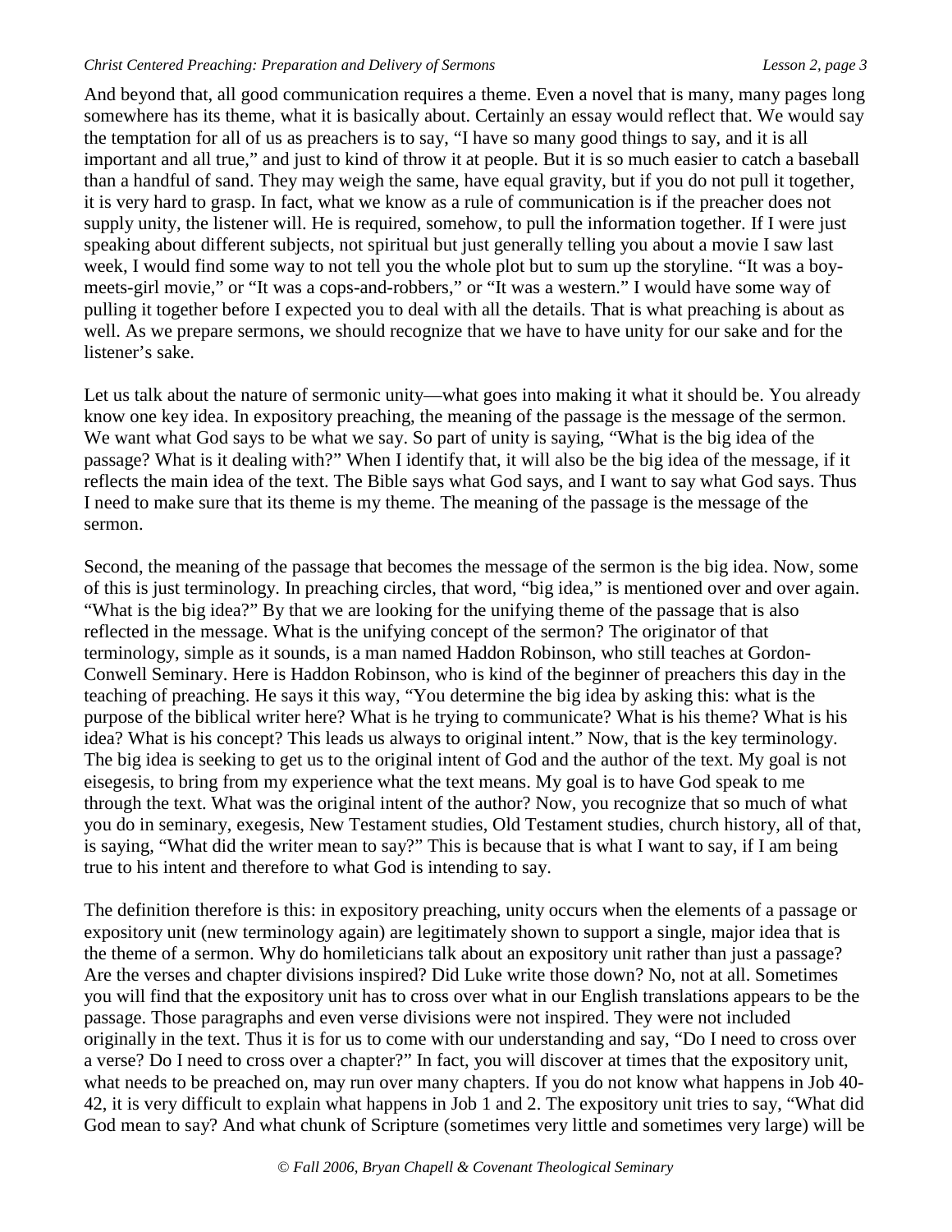And beyond that, all good communication requires a theme. Even a novel that is many, many pages long somewhere has its theme, what it is basically about. Certainly an essay would reflect that. We would say the temptation for all of us as preachers is to say, "I have so many good things to say, and it is all important and all true," and just to kind of throw it at people. But it is so much easier to catch a baseball than a handful of sand. They may weigh the same, have equal gravity, but if you do not pull it together, it is very hard to grasp. In fact, what we know as a rule of communication is if the preacher does not supply unity, the listener will. He is required, somehow, to pull the information together. If I were just speaking about different subjects, not spiritual but just generally telling you about a movie I saw last week, I would find some way to not tell you the whole plot but to sum up the storyline. "It was a boy-meets-girl movie," or "It was a cops-and-robbers," or "It was a western." I would have some way of pulling it together before I expected you to deal with all the details. That is what preaching is about as well. As we prepare sermons, we should recognize that we have to have unity for our sake and for the listener's sake.

Let us talk about the nature of sermonic unity—what goes into making it what it should be. You already know one key idea. In expository preaching, the meaning of the passage is the message of the sermon. We want what God says to be what we say. So part of unity is saying, "What is the big idea of the passage? What is it dealing with?" When I identify that, it will also be the big idea of the message, if it reflects the main idea of the text. The Bible says what God says, and I want to say what God says. Thus I need to make sure that its theme is my theme. The meaning of the passage is the message of the sermon.

Second, the meaning of the passage that becomes the message of the sermon is the big idea. Now, some of this is just terminology. In preaching circles, that word, "big idea," is mentioned over and over again. "What is the big idea?" By that we are looking for the unifying theme of the passage that is also reflected in the message. What is the unifying concept of the sermon? The originator of that terminology, simple as it sounds, is a man named Haddon Robinson, who still teaches at Gordon-Conwell Seminary. Here is Haddon Robinson, who is kind of the beginner of preachers this day in the teaching of preaching. He says it this way, "You determine the big idea by asking this: what is the purpose of the biblical writer here? What is he trying to communicate? What is his theme? What is his idea? What is his concept? This leads us always to original intent." Now, that is the key terminology. The big idea is seeking to get us to the original intent of God and the author of the text. My goal is not eisegesis, to bring from my experience what the text means. My goal is to have God speak to me through the text. What was the original intent of the author? Now, you recognize that so much of what you do in seminary, exegesis, New Testament studies, Old Testament studies, church history, all of that, is saying, "What did the writer mean to say?" This is because that is what I want to say, if I am being true to his intent and therefore to what God is intending to say.

The definition therefore is this: in expository preaching, unity occurs when the elements of a passage or expository unit (new terminology again) are legitimately shown to support a single, major idea that is the theme of a sermon. Why do homileticians talk about an expository unit rather than just a passage? Are the verses and chapter divisions inspired? Did Luke write those down? No, not at all. Sometimes you will find that the expository unit has to cross over what in our English translations appears to be the passage. Those paragraphs and even verse divisions were not inspired. They were not included originally in the text. Thus it is for us to come with our understanding and say, "Do I need to cross over a verse? Do I need to cross over a chapter?" In fact, you will discover at times that the expository unit, what needs to be preached on, may run over many chapters. If you do not know what happens in Job 40-42, it is very difficult to explain what happens in Job 1 and 2. The expository unit tries to say, "What did God mean to say? And what chunk of Scripture (sometimes very little and sometimes very large) will be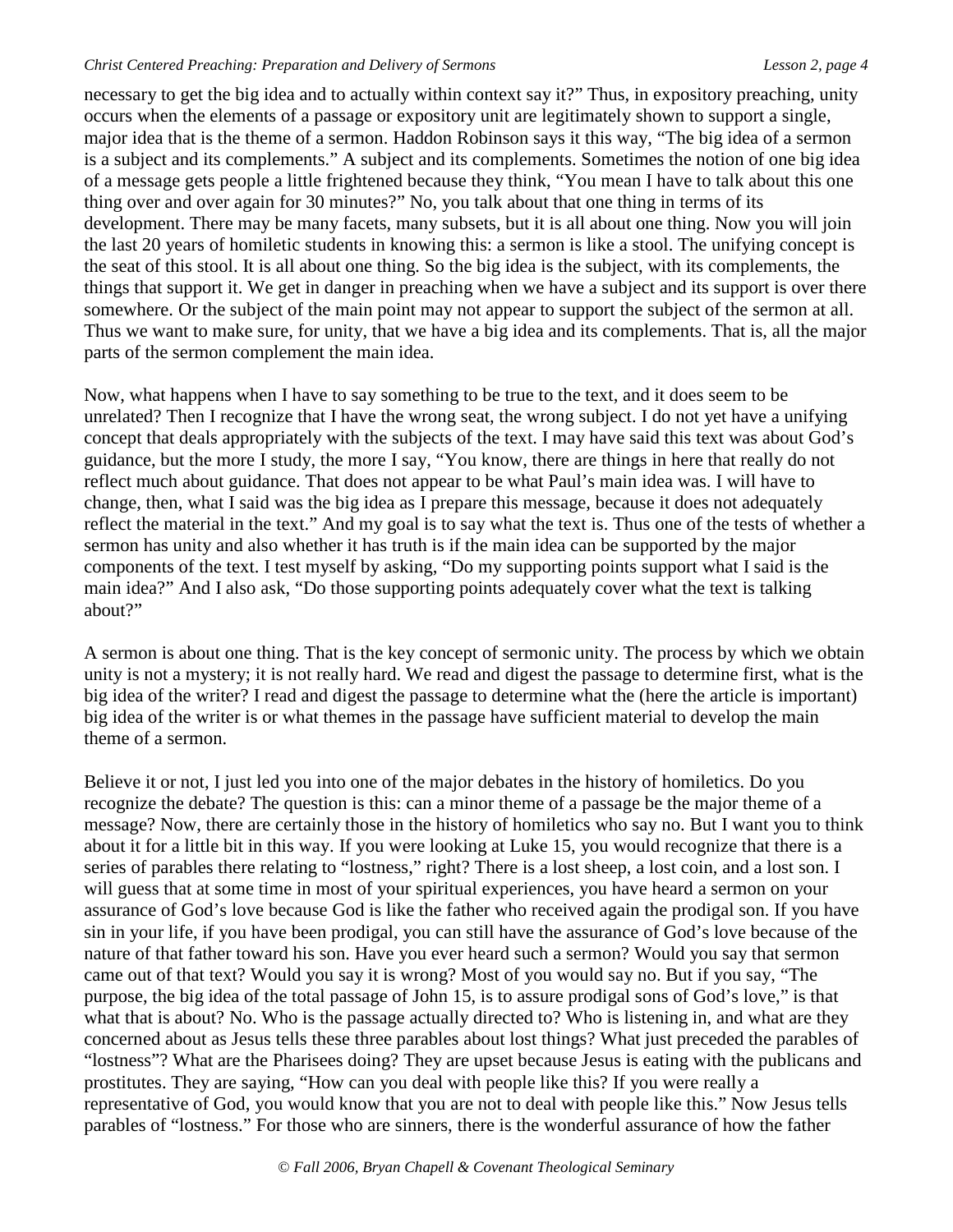necessary to get the big idea and to actually within context say it?" Thus, in expository preaching, unity occurs when the elements of a passage or expository unit are legitimately shown to support a single, major idea that is the theme of a sermon. Haddon Robinson says it this way, "The big idea of a sermon is a subject and its complements." A subject and its complements. Sometimes the notion of one big idea of a message gets people a little frightened because they think, "You mean I have to talk about this one thing over and over again for 30 minutes?" No, you talk about that one thing in terms of its development. There may be many facets, many subsets, but it is all about one thing. Now you will join the last 20 years of homiletic students in knowing this: a sermon is like a stool. The unifying concept is the seat of this stool. It is all about one thing. So the big idea is the subject, with its complements, the things that support it. We get in danger in preaching when we have a subject and its support is over there somewhere. Or the subject of the main point may not appear to support the subject of the sermon at all. Thus we want to make sure, for unity, that we have a big idea and its complements. That is, all the major parts of the sermon complement the main idea.

Now, what happens when I have to say something to be true to the text, and it does seem to be unrelated? Then I recognize that I have the wrong seat, the wrong subject. I do not yet have a unifying concept that deals appropriately with the subjects of the text. I may have said this text was about God's guidance, but the more I study, the more I say, "You know, there are things in here that really do not reflect much about guidance. That does not appear to be what Paul's main idea was. I will have to change, then, what I said was the big idea as I prepare this message, because it does not adequately reflect the material in the text." And my goal is to say what the text is. Thus one of the tests of whether a sermon has unity and also whether it has truth is if the main idea can be supported by the major components of the text. I test myself by asking, "Do my supporting points support what I said is the main idea?" And I also ask, "Do those supporting points adequately cover what the text is talking about?"

A sermon is about one thing. That is the key concept of sermonic unity. The process by which we obtain unity is not a mystery; it is not really hard. We read and digest the passage to determine first, what is the big idea of the writer? I read and digest the passage to determine what the (here the article is important) big idea of the writer is or what themes in the passage have sufficient material to develop the main theme of a sermon.

Believe it or not, I just led you into one of the major debates in the history of homiletics. Do you recognize the debate? The question is this: can a minor theme of a passage be the major theme of a message? Now, there are certainly those in the history of homiletics who say no. But I want you to think about it for a little bit in this way. If you were looking at Luke 15, you would recognize that there is a series of parables there relating to "lostness," right? There is a lost sheep, a lost coin, and a lost son. I will guess that at some time in most of your spiritual experiences, you have heard a sermon on your assurance of God's love because God is like the father who received again the prodigal son. If you have sin in your life, if you have been prodigal, you can still have the assurance of God's love because of the nature of that father toward his son. Have you ever heard such a sermon? Would you say that sermon came out of that text? Would you say it is wrong? Most of you would say no. But if you say, "The purpose, the big idea of the total passage of John 15, is to assure prodigal sons of God's love," is that what that is about? No. Who is the passage actually directed to? Who is listening in, and what are they concerned about as Jesus tells these three parables about lost things? What just preceded the parables of "lostness"? What are the Pharisees doing? They are upset because Jesus is eating with the publicans and prostitutes. They are saying, "How can you deal with people like this? If you were really a representative of God, you would know that you are not to deal with people like this." Now Jesus tells parables of "lostness." For those who are sinners, there is the wonderful assurance of how the father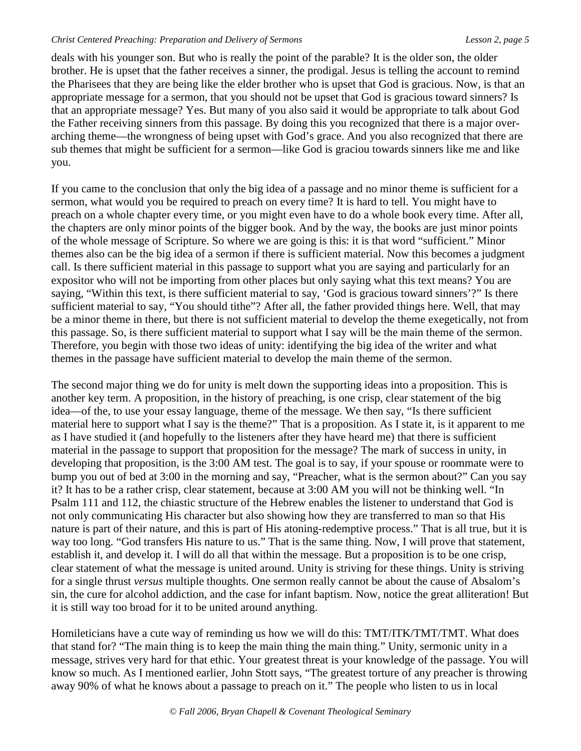deals with his younger son. But who is really the point of the parable? It is the older son, the older brother. He is upset that the father receives a sinner, the prodigal. Jesus is telling the account to remind the Pharisees that they are being like the elder brother who is upset that God is gracious. Now, is that an appropriate message for a sermon, that you should not be upset that God is gracious toward sinners? Is that an appropriate message? Yes. But many of you also said it would be appropriate to talk about God the Father receiving sinners from this passage. By doing this you recognized that there is a major over-arching theme—the wrongness of being upset with God's grace. And you also recognized that there are sub themes that might be sufficient for a sermon—like God is graciou towards sinners like me and like you.

If you came to the conclusion that only the big idea of a passage and no minor theme is sufficient for a sermon, what would you be required to preach on every time? It is hard to tell. You might have to preach on a whole chapter every time, or you might even have to do a whole book every time. After all, the chapters are only minor points of the bigger book. And by the way, the books are just minor points of the whole message of Scripture. So where we are going is this: it is that word "sufficient." Minor themes also can be the big idea of a sermon if there is sufficient material. Now this becomes a judgment call. Is there sufficient material in this passage to support what you are saying and particularly for an expositor who will not be importing from other places but only saying what this text means? You are saying, "Within this text, is there sufficient material to say, 'God is gracious toward sinners'?" Is there sufficient material to say, "You should tithe"? After all, the father provided things here. Well, that may be a minor theme in there, but there is not sufficient material to develop the theme exegetically, not from this passage. So, is there sufficient material to support what I say will be the main theme of the sermon. Therefore, you begin with those two ideas of unity: identifying the big idea of the writer and what themes in the passage have sufficient material to develop the main theme of the sermon.

The second major thing we do for unity is melt down the supporting ideas into a proposition. This is another key term. A proposition, in the history of preaching, is one crisp, clear statement of the big idea—of the, to use your essay language, theme of the message. We then say, "Is there sufficient material here to support what I say is the theme?" That is a proposition. As I state it, is it apparent to me as I have studied it (and hopefully to the listeners after they have heard me) that there is sufficient material in the passage to support that proposition for the message? The mark of success in unity, in developing that proposition, is the 3:00 AM test. The goal is to say, if your spouse or roommate were to bump you out of bed at 3:00 in the morning and say, "Preacher, what is the sermon about?" Can you say it? It has to be a rather crisp, clear statement, because at 3:00 AM you will not be thinking well. "In Psalm 111 and 112, the chiastic structure of the Hebrew enables the listener to understand that God is not only communicating His character but also showing how they are transferred to man so that His nature is part of their nature, and this is part of His atoning-redemptive process." That is all true, but it is way too long. "God transfers His nature to us." That is the same thing. Now, I will prove that statement, establish it, and develop it. I will do all that within the message. But a proposition is to be one crisp, clear statement of what the message is united around. Unity is striving for these things. Unity is striving for a single thrust *versus* multiple thoughts. One sermon really cannot be about the cause of Absalom's sin, the cure for alcohol addiction, and the case for infant baptism. Now, notice the great alliteration! But it is still way too broad for it to be united around anything.

Homileticians have a cute way of reminding us how we will do this: TMT/ITK/TMT/TMT. What does that stand for? "The main thing is to keep the main thing the main thing." Unity, sermonic unity in a message, strives very hard for that ethic. Your greatest threat is your knowledge of the passage. You will know so much. As I mentioned earlier, John Stott says, "The greatest torture of any preacher is throwing away 90% of what he knows about a passage to preach on it." The people who listen to us in local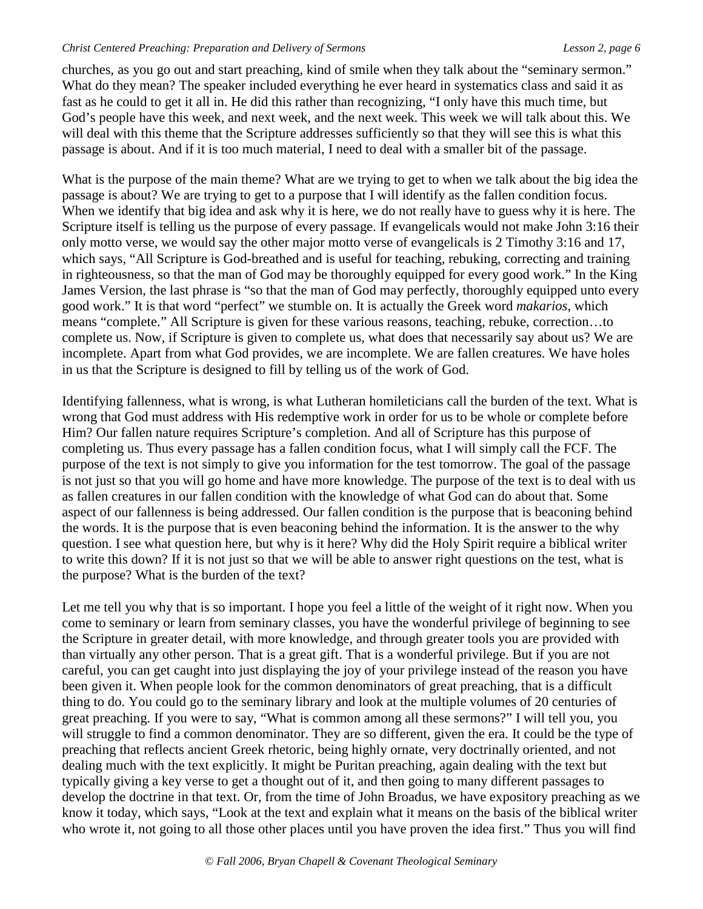churches, as you go out and start preaching, kind of smile when they talk about the "seminary sermon." What do they mean? The speaker included everything he ever heard in systematics class and said it as fast as he could to get it all in. He did this rather than recognizing, "I only have this much time, but God's people have this week, and next week, and the next week. This week we will talk about this. We will deal with this theme that the Scripture addresses sufficiently so that they will see this is what this passage is about. And if it is too much material, I need to deal with a smaller bit of the passage.

What is the purpose of the main theme? What are we trying to get to when we talk about the big idea the passage is about? We are trying to get to a purpose that I will identify as the fallen condition focus. When we identify that big idea and ask why it is here, we do not really have to guess why it is here. The Scripture itself is telling us the purpose of every passage. If evangelicals would not make John 3:16 their only motto verse, we would say the other major motto verse of evangelicals is 2 Timothy 3:16 and 17, which says, "All Scripture is God-breathed and is useful for teaching, rebuking, correcting and training in righteousness, so that the man of God may be thoroughly equipped for every good work." In the King James Version, the last phrase is "so that the man of God may perfectly, thoroughly equipped unto every good work." It is that word "perfect" we stumble on. It is actually the Greek word *makarios*, which means "complete." All Scripture is given for these various reasons, teaching, rebuke, correction…to complete us. Now, if Scripture is given to complete us, what does that necessarily say about us? We are incomplete. Apart from what God provides, we are incomplete. We are fallen creatures. We have holes in us that the Scripture is designed to fill by telling us of the work of God.

Identifying fallenness, what is wrong, is what Lutheran homileticians call the burden of the text. What is wrong that God must address with His redemptive work in order for us to be whole or complete before Him? Our fallen nature requires Scripture's completion. And all of Scripture has this purpose of completing us. Thus every passage has a fallen condition focus, what I will simply call the FCF. The purpose of the text is not simply to give you information for the test tomorrow. The goal of the passage is not just so that you will go home and have more knowledge. The purpose of the text is to deal with us as fallen creatures in our fallen condition with the knowledge of what God can do about that. Some aspect of our fallenness is being addressed. Our fallen condition is the purpose that is beaconing behind the words. It is the purpose that is even beaconing behind the information. It is the answer to the why question. I see what question here, but why is it here? Why did the Holy Spirit require a biblical writer to write this down? If it is not just so that we will be able to answer right questions on the test, what is the purpose? What is the burden of the text?

Let me tell you why that is so important. I hope you feel a little of the weight of it right now. When you come to seminary or learn from seminary classes, you have the wonderful privilege of beginning to see the Scripture in greater detail, with more knowledge, and through greater tools you are provided with than virtually any other person. That is a great gift. That is a wonderful privilege. But if you are not careful, you can get caught into just displaying the joy of your privilege instead of the reason you have been given it. When people look for the common denominators of great preaching, that is a difficult thing to do. You could go to the seminary library and look at the multiple volumes of 20 centuries of great preaching. If you were to say, "What is common among all these sermons?" I will tell you, you will struggle to find a common denominator. They are so different, given the era. It could be the type of preaching that reflects ancient Greek rhetoric, being highly ornate, very doctrinally oriented, and not dealing much with the text explicitly. It might be Puritan preaching, again dealing with the text but typically giving a key verse to get a thought out of it, and then going to many different passages to develop the doctrine in that text. Or, from the time of John Broadus, we have expository preaching as we know it today, which says, "Look at the text and explain what it means on the basis of the biblical writer who wrote it, not going to all those other places until you have proven the idea first." Thus you will find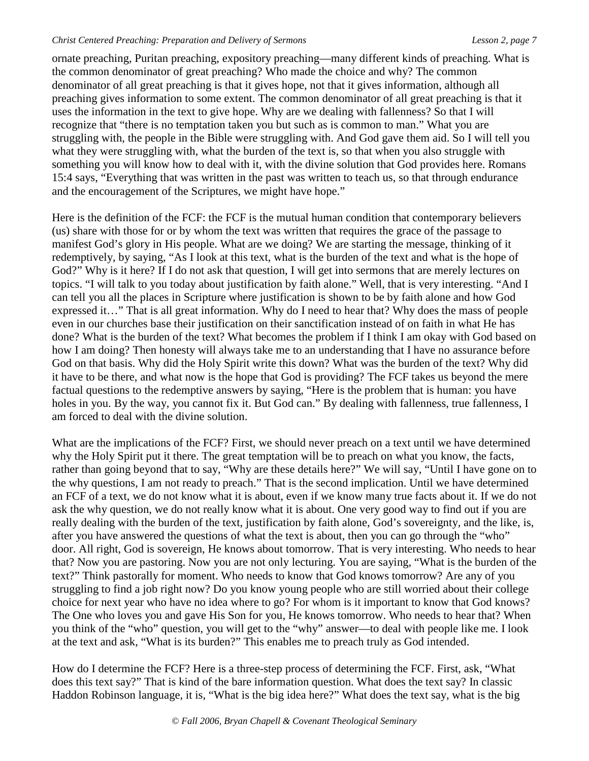ornate preaching, Puritan preaching, expository preaching—many different kinds of preaching. What is the common denominator of great preaching? Who made the choice and why? The common denominator of all great preaching is that it gives hope, not that it gives information, although all preaching gives information to some extent. The common denominator of all great preaching is that it uses the information in the text to give hope. Why are we dealing with fallenness? So that I will recognize that "there is no temptation taken you but such as is common to man." What you are struggling with, the people in the Bible were struggling with. And God gave them aid. So I will tell you what they were struggling with, what the burden of the text is, so that when you also struggle with something you will know how to deal with it, with the divine solution that God provides here. Romans 15:4 says, "Everything that was written in the past was written to teach us, so that through endurance and the encouragement of the Scriptures, we might have hope."

Here is the definition of the FCF: the FCF is the mutual human condition that contemporary believers (us) share with those for or by whom the text was written that requires the grace of the passage to manifest God's glory in His people. What are we doing? We are starting the message, thinking of it redemptively, by saying, "As I look at this text, what is the burden of the text and what is the hope of God?" Why is it here? If I do not ask that question, I will get into sermons that are merely lectures on topics. "I will talk to you today about justification by faith alone." Well, that is very interesting. "And I can tell you all the places in Scripture where justification is shown to be by faith alone and how God expressed it…" That is all great information. Why do I need to hear that? Why does the mass of people even in our churches base their justification on their sanctification instead of on faith in what He has done? What is the burden of the text? What becomes the problem if I think I am okay with God based on how I am doing? Then honesty will always take me to an understanding that I have no assurance before God on that basis. Why did the Holy Spirit write this down? What was the burden of the text? Why did it have to be there, and what now is the hope that God is providing? The FCF takes us beyond the mere factual questions to the redemptive answers by saying, "Here is the problem that is human: you have holes in you. By the way, you cannot fix it. But God can." By dealing with fallenness, true fallenness, I am forced to deal with the divine solution.

What are the implications of the FCF? First, we should never preach on a text until we have determined why the Holy Spirit put it there. The great temptation will be to preach on what you know, the facts, rather than going beyond that to say, "Why are these details here?" We will say, "Until I have gone on to the why questions, I am not ready to preach." That is the second implication. Until we have determined an FCF of a text, we do not know what it is about, even if we know many true facts about it. If we do not ask the why question, we do not really know what it is about. One very good way to find out if you are really dealing with the burden of the text, justification by faith alone, God's sovereignty, and the like, is, after you have answered the questions of what the text is about, then you can go through the "who" door. All right, God is sovereign, He knows about tomorrow. That is very interesting. Who needs to hear that? Now you are pastoring. Now you are not only lecturing. You are saying, "What is the burden of the text?" Think pastorally for moment. Who needs to know that God knows tomorrow? Are any of you struggling to find a job right now? Do you know young people who are still worried about their college choice for next year who have no idea where to go? For whom is it important to know that God knows? The One who loves you and gave His Son for you, He knows tomorrow. Who needs to hear that? When you think of the "who" question, you will get to the "why" answer—to deal with people like me. I look at the text and ask, "What is its burden?" This enables me to preach truly as God intended.

How do I determine the FCF? Here is a three-step process of determining the FCF. First, ask, "What does this text say?" That is kind of the bare information question. What does the text say? In classic Haddon Robinson language, it is, "What is the big idea here?" What does the text say, what is the big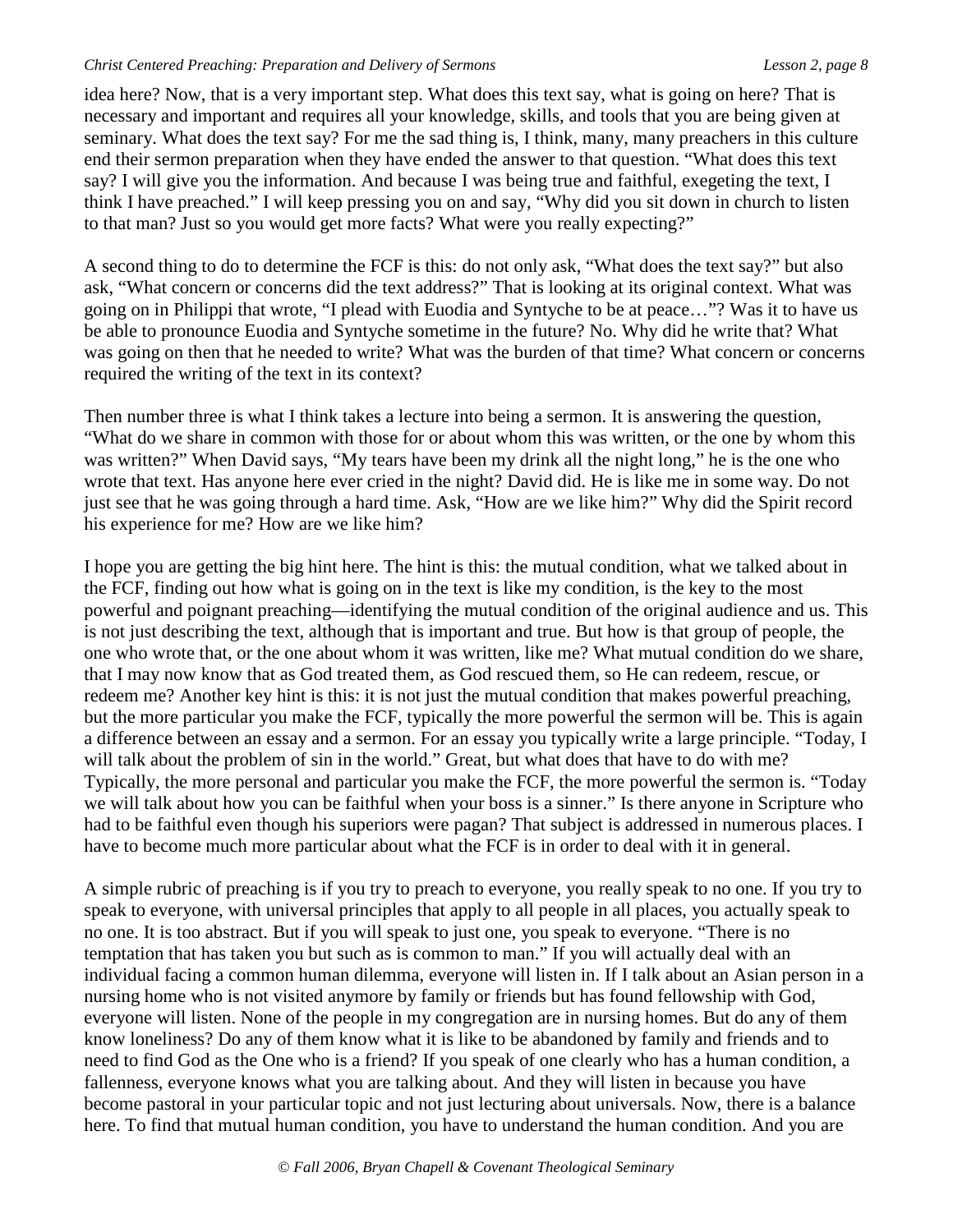idea here? Now, that is a very important step. What does this text say, what is going on here? That is necessary and important and requires all your knowledge, skills, and tools that you are being given at seminary. What does the text say? For me the sad thing is, I think, many, many preachers in this culture end their sermon preparation when they have ended the answer to that question. "What does this text say? I will give you the information. And because I was being true and faithful, exegeting the text, I think I have preached." I will keep pressing you on and say, "Why did you sit down in church to listen to that man? Just so you would get more facts? What were you really expecting?"

A second thing to do to determine the FCF is this: do not only ask, "What does the text say?" but also ask, "What concern or concerns did the text address?" That is looking at its original context. What was going on in Philippi that wrote, "I plead with Euodia and Syntyche to be at peace…"? Was it to have us be able to pronounce Euodia and Syntyche sometime in the future? No. Why did he write that? What was going on then that he needed to write? What was the burden of that time? What concern or concerns required the writing of the text in its context?

Then number three is what I think takes a lecture into being a sermon. It is answering the question, "What do we share in common with those for or about whom this was written, or the one by whom this was written?" When David says, "My tears have been my drink all the night long," he is the one who wrote that text. Has anyone here ever cried in the night? David did. He is like me in some way. Do not just see that he was going through a hard time. Ask, "How are we like him?" Why did the Spirit record his experience for me? How are we like him?

I hope you are getting the big hint here. The hint is this: the mutual condition, what we talked about in the FCF, finding out how what is going on in the text is like my condition, is the key to the most powerful and poignant preaching—identifying the mutual condition of the original audience and us. This is not just describing the text, although that is important and true. But how is that group of people, the one who wrote that, or the one about whom it was written, like me? What mutual condition do we share, that I may now know that as God treated them, as God rescued them, so He can redeem, rescue, or redeem me? Another key hint is this: it is not just the mutual condition that makes powerful preaching, but the more particular you make the FCF, typically the more powerful the sermon will be. This is again a difference between an essay and a sermon. For an essay you typically write a large principle. "Today, I will talk about the problem of sin in the world." Great, but what does that have to do with me? Typically, the more personal and particular you make the FCF, the more powerful the sermon is. "Today we will talk about how you can be faithful when your boss is a sinner." Is there anyone in Scripture who had to be faithful even though his superiors were pagan? That subject is addressed in numerous places. I have to become much more particular about what the FCF is in order to deal with it in general.

A simple rubric of preaching is if you try to preach to everyone, you really speak to no one. If you try to speak to everyone, with universal principles that apply to all people in all places, you actually speak to no one. It is too abstract. But if you will speak to just one, you speak to everyone. "There is no temptation that has taken you but such as is common to man." If you will actually deal with an individual facing a common human dilemma, everyone will listen in. If I talk about an Asian person in a nursing home who is not visited anymore by family or friends but has found fellowship with God, everyone will listen. None of the people in my congregation are in nursing homes. But do any of them know loneliness? Do any of them know what it is like to be abandoned by family and friends and to need to find God as the One who is a friend? If you speak of one clearly who has a human condition, a fallenness, everyone knows what you are talking about. And they will listen in because you have become pastoral in your particular topic and not just lecturing about universals. Now, there is a balance here. To find that mutual human condition, you have to understand the human condition. And you are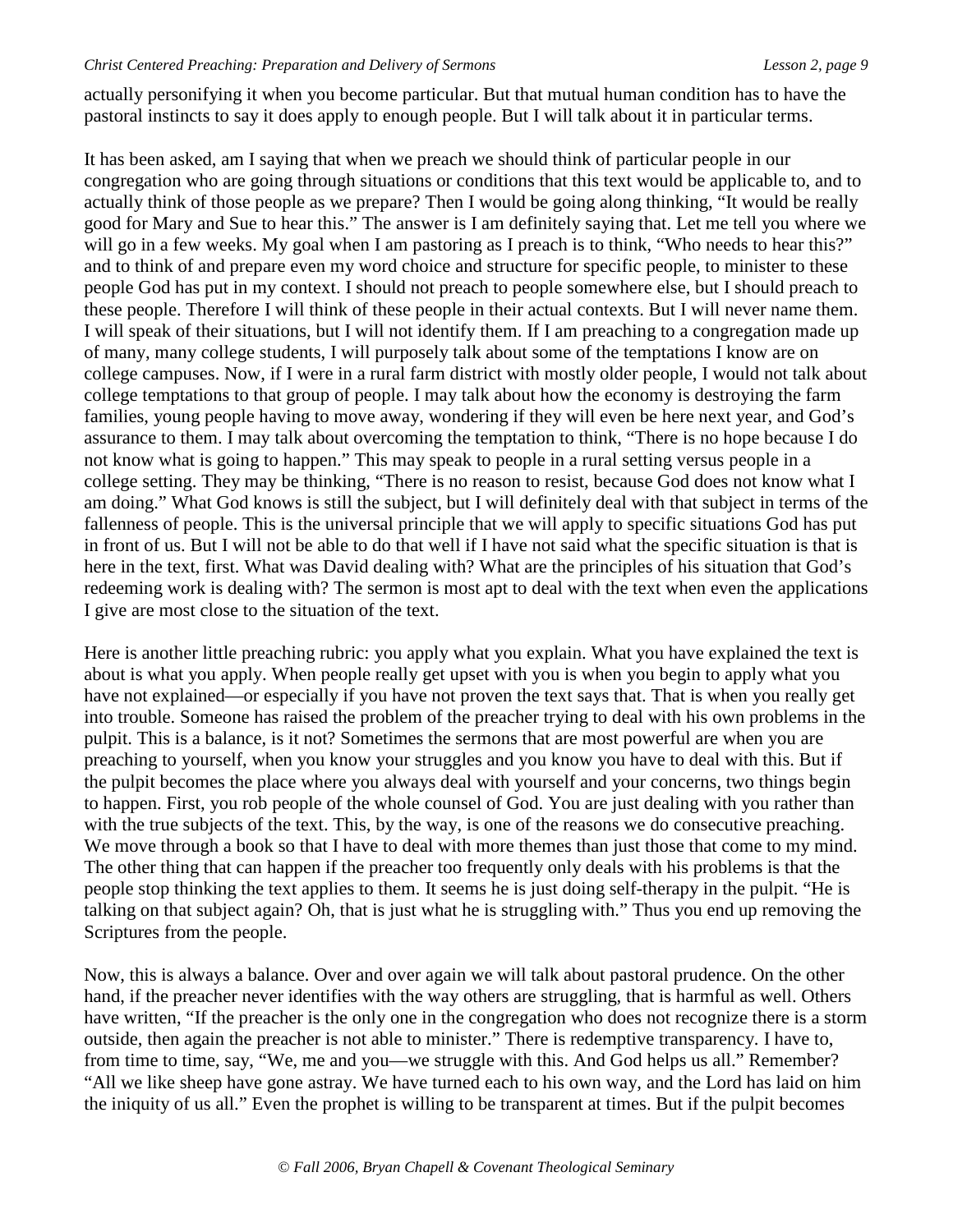actually personifying it when you become particular. But that mutual human condition has to have the pastoral instincts to say it does apply to enough people. But I will talk about it in particular terms.

It has been asked, am I saying that when we preach we should think of particular people in our congregation who are going through situations or conditions that this text would be applicable to, and to actually think of those people as we prepare? Then I would be going along thinking, "It would be really good for Mary and Sue to hear this." The answer is I am definitely saying that. Let me tell you where we will go in a few weeks. My goal when I am pastoring as I preach is to think, "Who needs to hear this?" and to think of and prepare even my word choice and structure for specific people, to minister to these people God has put in my context. I should not preach to people somewhere else, but I should preach to these people. Therefore I will think of these people in their actual contexts. But I will never name them. I will speak of their situations, but I will not identify them. If I am preaching to a congregation made up of many, many college students, I will purposely talk about some of the temptations I know are on college campuses. Now, if I were in a rural farm district with mostly older people, I would not talk about college temptations to that group of people. I may talk about how the economy is destroying the farm families, young people having to move away, wondering if they will even be here next year, and God's assurance to them. I may talk about overcoming the temptation to think, "There is no hope because I do not know what is going to happen." This may speak to people in a rural setting versus people in a college setting. They may be thinking, "There is no reason to resist, because God does not know what I am doing." What God knows is still the subject, but I will definitely deal with that subject in terms of the fallenness of people. This is the universal principle that we will apply to specific situations God has put in front of us. But I will not be able to do that well if I have not said what the specific situation is that is here in the text, first. What was David dealing with? What are the principles of his situation that God's redeeming work is dealing with? The sermon is most apt to deal with the text when even the applications I give are most close to the situation of the text.

Here is another little preaching rubric: you apply what you explain. What you have explained the text is about is what you apply. When people really get upset with you is when you begin to apply what you have not explained—or especially if you have not proven the text says that. That is when you really get into trouble. Someone has raised the problem of the preacher trying to deal with his own problems in the pulpit. This is a balance, is it not? Sometimes the sermons that are most powerful are when you are preaching to yourself, when you know your struggles and you know you have to deal with this. But if the pulpit becomes the place where you always deal with yourself and your concerns, two things begin to happen. First, you rob people of the whole counsel of God. You are just dealing with you rather than with the true subjects of the text. This, by the way, is one of the reasons we do consecutive preaching. We move through a book so that I have to deal with more themes than just those that come to my mind. The other thing that can happen if the preacher too frequently only deals with his problems is that the people stop thinking the text applies to them. It seems he is just doing self-therapy in the pulpit. "He is talking on that subject again? Oh, that is just what he is struggling with." Thus you end up removing the Scriptures from the people.

Now, this is always a balance. Over and over again we will talk about pastoral prudence. On the other hand, if the preacher never identifies with the way others are struggling, that is harmful as well. Others have written, "If the preacher is the only one in the congregation who does not recognize there is a storm outside, then again the preacher is not able to minister." There is redemptive transparency. I have to, from time to time, say, "We, me and you—we struggle with this. And God helps us all." Remember? "All we like sheep have gone astray. We have turned each to his own way, and the Lord has laid on him the iniquity of us all." Even the prophet is willing to be transparent at times. But if the pulpit becomes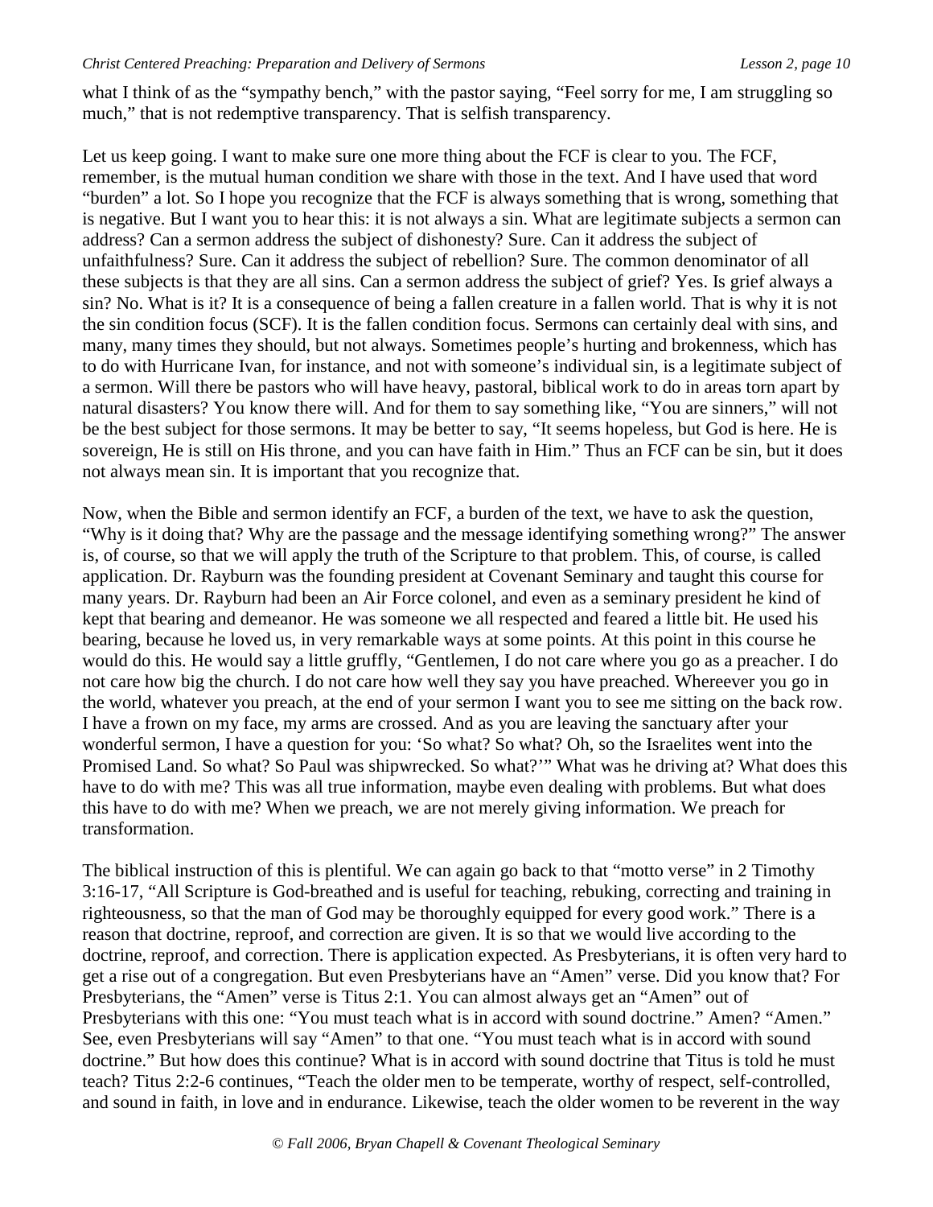what I think of as the "sympathy bench," with the pastor saying, "Feel sorry for me, I am struggling so much," that is not redemptive transparency. That is selfish transparency.

Let us keep going. I want to make sure one more thing about the FCF is clear to you. The FCF, remember, is the mutual human condition we share with those in the text. And I have used that word "burden" a lot. So I hope you recognize that the FCF is always something that is wrong, something that is negative. But I want you to hear this: it is not always a sin. What are legitimate subjects a sermon can address? Can a sermon address the subject of dishonesty? Sure. Can it address the subject of unfaithfulness? Sure. Can it address the subject of rebellion? Sure. The common denominator of all these subjects is that they are all sins. Can a sermon address the subject of grief? Yes. Is grief always a sin? No. What is it? It is a consequence of being a fallen creature in a fallen world. That is why it is not the sin condition focus (SCF). It is the fallen condition focus. Sermons can certainly deal with sins, and many, many times they should, but not always. Sometimes people's hurting and brokenness, which has to do with Hurricane Ivan, for instance, and not with someone's individual sin, is a legitimate subject of a sermon. Will there be pastors who will have heavy, pastoral, biblical work to do in areas torn apart by natural disasters? You know there will. And for them to say something like, "You are sinners," will not be the best subject for those sermons. It may be better to say, "It seems hopeless, but God is here. He is sovereign, He is still on His throne, and you can have faith in Him." Thus an FCF can be sin, but it does not always mean sin. It is important that you recognize that.

Now, when the Bible and sermon identify an FCF, a burden of the text, we have to ask the question, "Why is it doing that? Why are the passage and the message identifying something wrong?" The answer is, of course, so that we will apply the truth of the Scripture to that problem. This, of course, is called application. Dr. Rayburn was the founding president at Covenant Seminary and taught this course for many years. Dr. Rayburn had been an Air Force colonel, and even as a seminary president he kind of kept that bearing and demeanor. He was someone we all respected and feared a little bit. He used his bearing, because he loved us, in very remarkable ways at some points. At this point in this course he would do this. He would say a little gruffly, "Gentlemen, I do not care where you go as a preacher. I do not care how big the church. I do not care how well they say you have preached. Whereever you go in the world, whatever you preach, at the end of your sermon I want you to see me sitting on the back row. I have a frown on my face, my arms are crossed. And as you are leaving the sanctuary after your wonderful sermon, I have a question for you: 'So what? So what? Oh, so the Israelites went into the Promised Land. So what? So Paul was shipwrecked. So what?'" What was he driving at? What does this have to do with me? This was all true information, maybe even dealing with problems. But what does this have to do with me? When we preach, we are not merely giving information. We preach for transformation.

The biblical instruction of this is plentiful. We can again go back to that "motto verse" in 2 Timothy 3:16-17, "All Scripture is God-breathed and is useful for teaching, rebuking, correcting and training in righteousness, so that the man of God may be thoroughly equipped for every good work." There is a reason that doctrine, reproof, and correction are given. It is so that we would live according to the doctrine, reproof, and correction. There is application expected. As Presbyterians, it is often very hard to get a rise out of a congregation. But even Presbyterians have an "Amen" verse. Did you know that? For Presbyterians, the "Amen" verse is Titus 2:1. You can almost always get an "Amen" out of Presbyterians with this one: "You must teach what is in accord with sound doctrine." Amen? "Amen." See, even Presbyterians will say "Amen" to that one. "You must teach what is in accord with sound doctrine." But how does this continue? What is in accord with sound doctrine that Titus is told he must teach? Titus 2:2-6 continues, "Teach the older men to be temperate, worthy of respect, self-controlled, and sound in faith, in love and in endurance. Likewise, teach the older women to be reverent in the way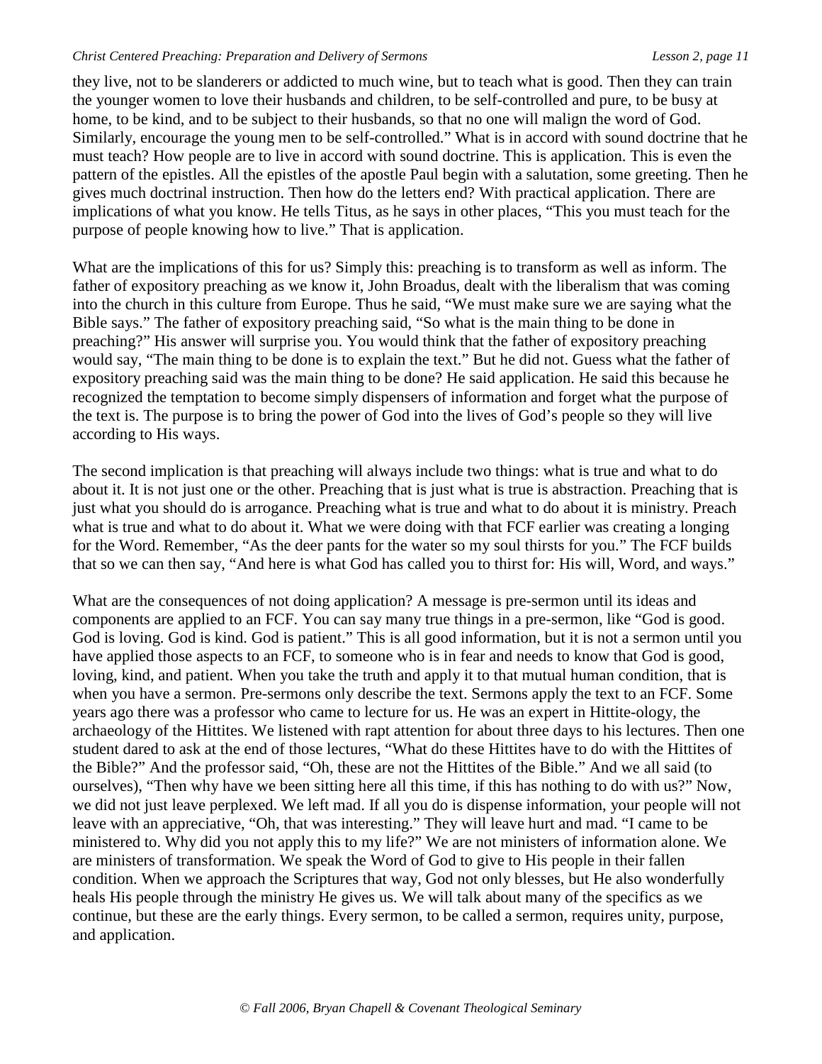they live, not to be slanderers or addicted to much wine, but to teach what is good. Then they can train the younger women to love their husbands and children, to be self-controlled and pure, to be busy at home, to be kind, and to be subject to their husbands, so that no one will malign the word of God. Similarly, encourage the young men to be self-controlled." What is in accord with sound doctrine that he must teach? How people are to live in accord with sound doctrine. This is application. This is even the pattern of the epistles. All the epistles of the apostle Paul begin with a salutation, some greeting. Then he gives much doctrinal instruction. Then how do the letters end? With practical application. There are implications of what you know. He tells Titus, as he says in other places, "This you must teach for the purpose of people knowing how to live." That is application.

What are the implications of this for us? Simply this: preaching is to transform as well as inform. The father of expository preaching as we know it, John Broadus, dealt with the liberalism that was coming into the church in this culture from Europe. Thus he said, "We must make sure we are saying what the Bible says." The father of expository preaching said, "So what is the main thing to be done in preaching?" His answer will surprise you. You would think that the father of expository preaching would say, "The main thing to be done is to explain the text." But he did not. Guess what the father of expository preaching said was the main thing to be done? He said application. He said this because he recognized the temptation to become simply dispensers of information and forget what the purpose of the text is. The purpose is to bring the power of God into the lives of God's people so they will live according to His ways.

The second implication is that preaching will always include two things: what is true and what to do about it. It is not just one or the other. Preaching that is just what is true is abstraction. Preaching that is just what you should do is arrogance. Preaching what is true and what to do about it is ministry. Preach what is true and what to do about it. What we were doing with that FCF earlier was creating a longing for the Word. Remember, "As the deer pants for the water so my soul thirsts for you." The FCF builds that so we can then say, "And here is what God has called you to thirst for: His will, Word, and ways."

What are the consequences of not doing application? A message is pre-sermon until its ideas and components are applied to an FCF. You can say many true things in a pre-sermon, like "God is good. God is loving. God is kind. God is patient." This is all good information, but it is not a sermon until you have applied those aspects to an FCF, to someone who is in fear and needs to know that God is good, loving, kind, and patient. When you take the truth and apply it to that mutual human condition, that is when you have a sermon. Pre-sermons only describe the text. Sermons apply the text to an FCF. Some years ago there was a professor who came to lecture for us. He was an expert in Hittite-ology, the archaeology of the Hittites. We listened with rapt attention for about three days to his lectures. Then one student dared to ask at the end of those lectures, "What do these Hittites have to do with the Hittites of the Bible?" And the professor said, "Oh, these are not the Hittites of the Bible." And we all said (to ourselves), "Then why have we been sitting here all this time, if this has nothing to do with us?" Now, we did not just leave perplexed. We left mad. If all you do is dispense information, your people will not leave with an appreciative, "Oh, that was interesting." They will leave hurt and mad. "I came to be ministered to. Why did you not apply this to my life?" We are not ministers of information alone. We are ministers of transformation. We speak the Word of God to give to His people in their fallen condition. When we approach the Scriptures that way, God not only blesses, but He also wonderfully heals His people through the ministry He gives us. We will talk about many of the specifics as we continue, but these are the early things. Every sermon, to be called a sermon, requires unity, purpose, and application.